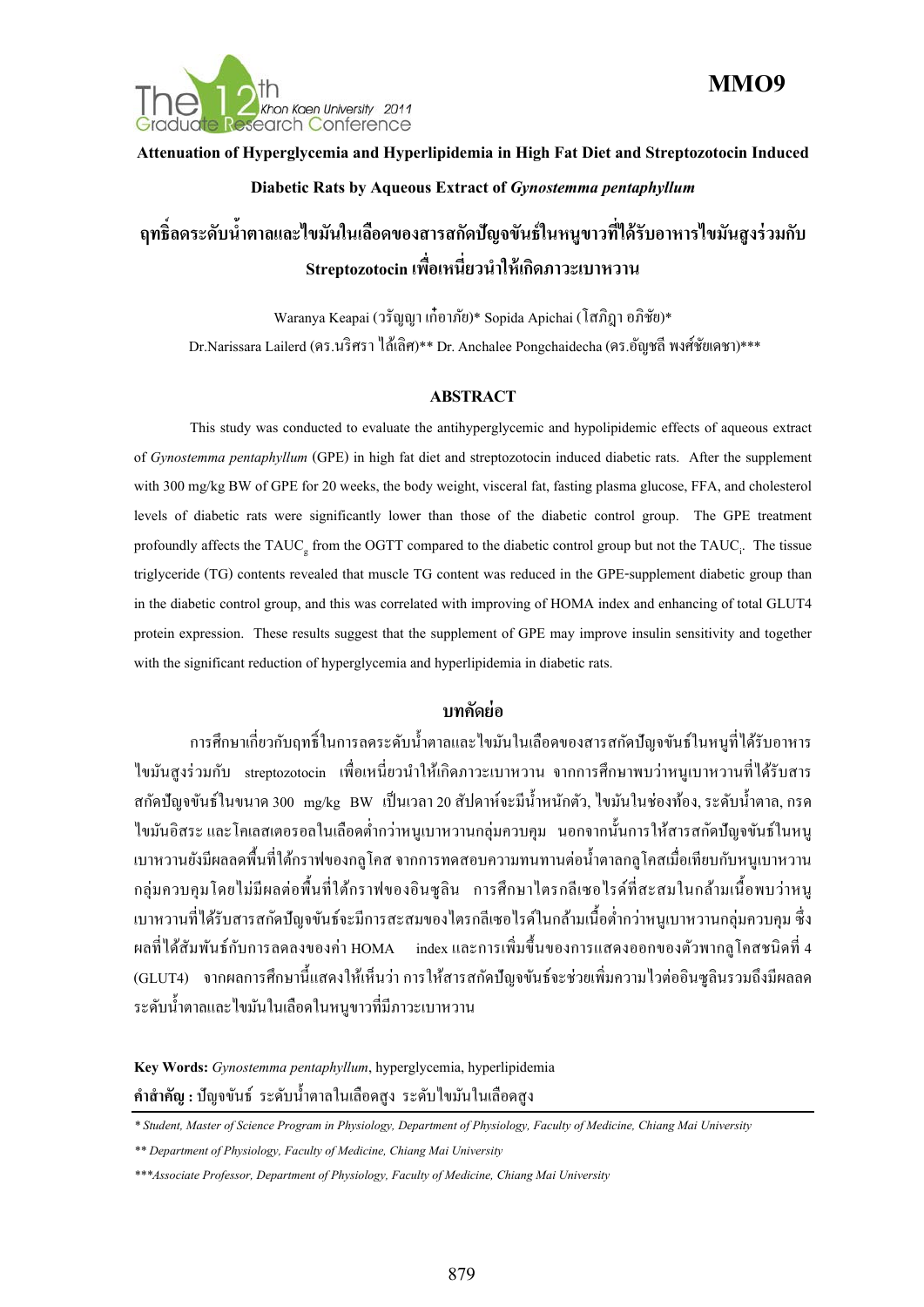**MMO9**

# Attenuation of Hyperglycemia and Hyperlipidemia in High Fat Diet and Streptozotocin Induced Diabetic Rats by Aqueous Extract of *Gynostemma pentaphyllum*

# ฤทธิ์ลดระดับน้ำตาลและไขมันในเลือดของสารสกัดปัญจขันธ์ในหนูขาวที่ได้รับอาหารไขมันสูงร่วมกับ Streptozotocin เพื่อเหนี่ยวนำให้เกิดภาวะเบาหวาน

Waranya Keapai (วรัญญา เก๋อาภัย)* Sopida Apichai (โสภิฎา อภิชัย)*

Dr.Narissara Lailerd (ดร.นริศรา ไล้เลิศ)** Dr. Anchalee Pongchaidecha (ดร.อัญชลี พงศ์ชัยเดชา)***

## ABSTRACT

This study was conducted to evaluate the antihyperglycemic and hypolipidemic effects of aqueous extract of *Gynostemma pentaphyllum* (GPE) in high fat diet and streptozotocin induced diabetic rats. After the supplement with 300 mg/kg BW of GPE for 20 weeks, the body weight, visceral fat, fasting plasma glucose, FFA, and cholesterol levels of diabetic rats were significantly lower than those of the diabetic control group. The GPE treatment profoundly affects the $TAUC_g$ from the OGTT compared to the diabetic control group but not the $TAUC_i$. The tissue triglyceride (TG) contents revealed that muscle TG content was reduced in the GPE-supplement diabetic group than in the diabetic control group, and this was correlated with improving of HOMA index and enhancing of total GLUT4 protein expression. These results suggest that the supplement of GPE may improve insulin sensitivity and together with the significant reduction of hyperglycemia and hyperlipidemia in diabetic rats.

## บทคัดย่อ

การศึกษาเกี่ยวกับฤทธิ์ในการลดระดับน้ำตาลและไขมันในเลือดของสารสกัดปัญจขันธ์ในหนูที่ได้รับอาหารไขมันสูงร่วมกับ streptozotocin เพื่อเหนี่ยวนำให้เกิดภาวะเบาหวาน จากการศึกษาพบว่าหนูเบาหวานที่ได้รับสารสกัดปัญจขันธ์ในขนาด 300 mg/kg BW เป็นเวลา 20 สัปดาห์จะมีน้ำหนักตัว, ไขมันในช่องท้อง, ระดับน้ำตาล, กรดไขมันอิสระ และโคเลสเตอรอลในเลือดต่ำกว่าหนูเบาหวานกลุ่มควบคุม นอกจากนั้นการให้สารสกัดปัญจขันธ์ในหนูเบาหวานยังมีผลลดพื้นที่ใต้กราฟของกลูโคส จากการทดสอบความทนทานต่อน้ำตาลกลูโคสเมื่อเทียบกับหนูเบาหวานกลุ่มควบคุมโดยไม่มีผลต่อพื้นที่ใต้กราฟของอินซูลิน การศึกษาไตรกลีเซอไรด์ที่สะสมในกล้ามเนื้อพบว่าหนูเบาหวานที่ได้รับสารสกัดปัญจขันธ์จะมีการสะสมของไตรกลีเซอไรด์ในกล้ามเนื้อต่ำกว่าหนูเบาหวานกลุ่มควบคุม ซึ่งผลที่ได้สัมพันธ์กับการลดลงของค่า HOMA index และการเพิ่มขึ้นของการแสดงออกของตัวพากลูโคสชนิดที่ 4 (GLUT4) จากผลการศึกษานี้แสดงให้เห็นว่า การให้สารสกัดปัญจขันธ์จะช่วยเพิ่มความไวต่ออินซูลินรวมถึงมีผลลดระดับน้ำตาลและไขมันในเลือดในหนูขาวที่มีภาวะเบาหวาน

**Key Words:** *Gynostemma pentaphyllum*, hyperglycemia, hyperlipidemia

**คำสำคัญ :** ปัญจขันธ์ ระดับน้ำตาลในเลือดสูง ระดับไขมันในเลือดสูง

---

*\* Student, Master of Science Program in Physiology, Department of Physiology, Faculty of Medicine, Chiang Mai University*

*\*\* Department of Physiology, Faculty of Medicine, Chiang Mai University*

*\*\*\*Associate Professor, Department of Physiology, Faculty of Medicine, Chiang Mai University*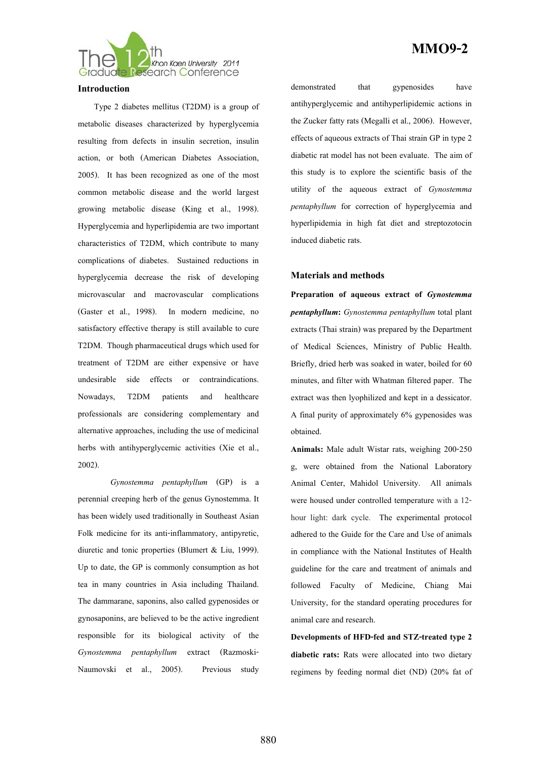## Introduction

Type 2 diabetes mellitus (T2DM) is a group of metabolic diseases characterized by hyperglycemia resulting from defects in insulin secretion, insulin action, or both (American Diabetes Association, 2005). It has been recognized as one of the most common metabolic disease and the world largest growing metabolic disease (King et al., 1998). Hyperglycemia and hyperlipidemia are two important characteristics of T2DM, which contribute to many complications of diabetes. Sustained reductions in hyperglycemia decrease the risk of developing microvascular and macrovascular complications (Gaster et al., 1998). In modern medicine, no satisfactory effective therapy is still available to cure T2DM. Though pharmaceutical drugs which used for treatment of T2DM are either expensive or have undesirable side effects or contraindications. Nowadays, T2DM patients and healthcare professionals are considering complementary and alternative approaches, including the use of medicinal herbs with antihyperglycemic activities (Xie et al., 2002).

*Gynostemma pentaphyllum* (GP) is a perennial creeping herb of the genus Gynostemma. It has been widely used traditionally in Southeast Asian Folk medicine for its anti-inflammatory, antipyretic, diuretic and tonic properties (Blumert & Liu, 1999). Up to date, the GP is commonly consumption as hot tea in many countries in Asia including Thailand. The dammarane, saponins, also called gypenosides or gynosaponins, are believed to be the active ingredient responsible for its biological activity of the *Gynostemma pentaphyllum* extract (Razmoski-Naumovski et al., 2005). Previous study demonstrated that gypenosides have antihyperglycemic and antihyperlipidemic actions in the Zucker fatty rats (Megalli et al., 2006). However, effects of aqueous extracts of Thai strain GP in type 2 diabetic rat model has not been evaluate. The aim of this study is to explore the scientific basis of the utility of the aqueous extract of *Gynostemma pentaphyllum* for correction of hyperglycemia and hyperlipidemia in high fat diet and streptozotocin induced diabetic rats.

## Materials and methods

**Preparation of aqueous extract of *Gynostemma pentaphyllum*:** *Gynostemma pentaphyllum* total plant extracts (Thai strain) was prepared by the Department of Medical Sciences, Ministry of Public Health. Briefly, dried herb was soaked in water, boiled for 60 minutes, and filter with Whatman filtered paper. The extract was then lyophilized and kept in a dessicator. A final purity of approximately 6% gypenosides was obtained.

**Animals:** Male adult Wistar rats, weighing 200-250 g, were obtained from the National Laboratory Animal Center, Mahidol University. All animals were housed under controlled temperature with a 12-hour light: dark cycle. The experimental protocol adhered to the Guide for the Care and Use of animals in compliance with the National Institutes of Health guideline for the care and treatment of animals and followed Faculty of Medicine, Chiang Mai University, for the standard operating procedures for animal care and research.

**Developments of HFD-fed and STZ-treated type 2 diabetic rats:** Rats were allocated into two dietary regimens by feeding normal diet (ND) (20% fat of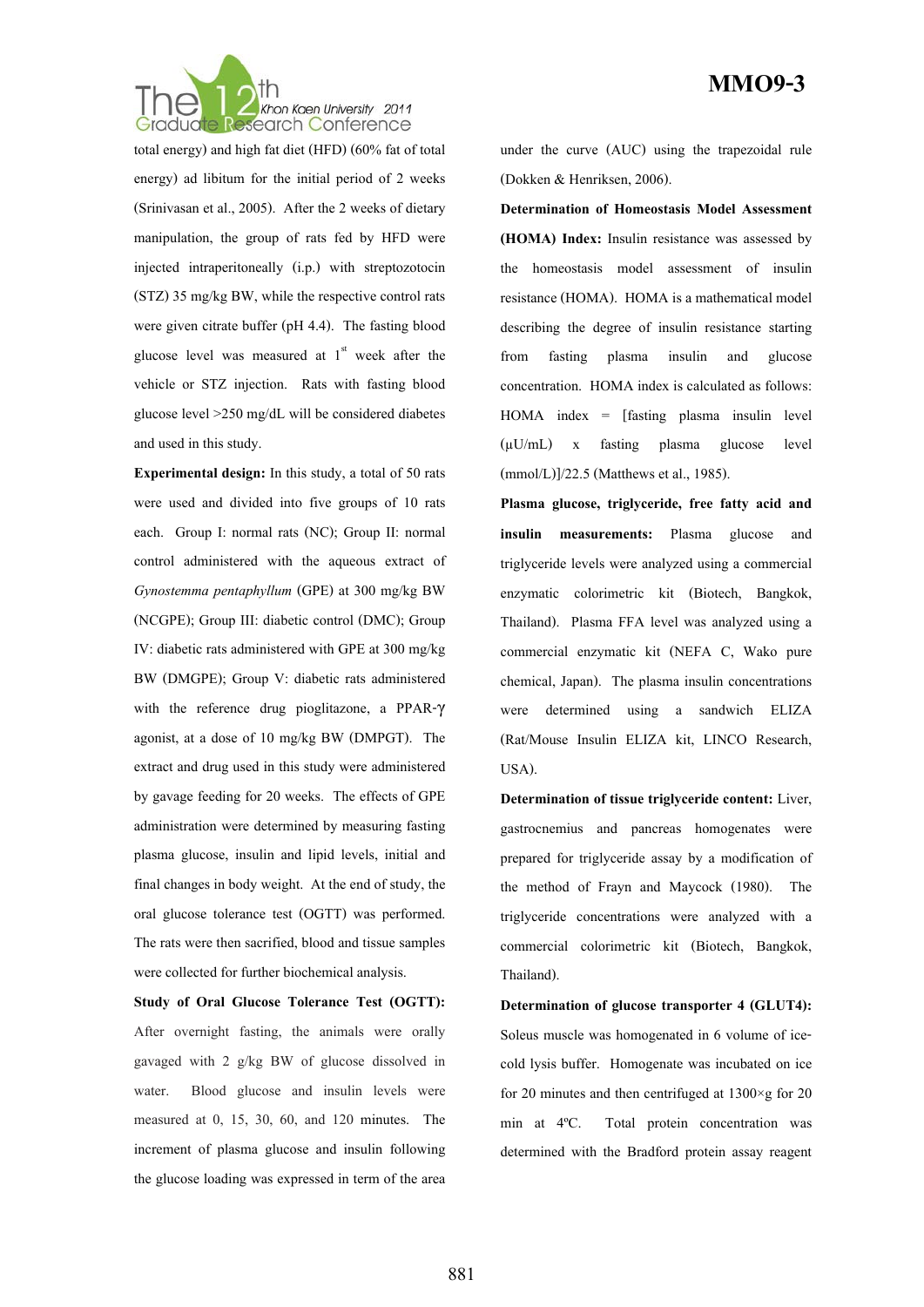total energy) and high fat diet (HFD) (60% fat of total energy) ad libitum for the initial period of 2 weeks (Srinivasan et al., 2005). After the 2 weeks of dietary manipulation, the group of rats fed by HFD were injected intraperitoneally (i.p.) with streptozotocin (STZ) 35 mg/kg BW, while the respective control rats were given citrate buffer (pH 4.4). The fasting blood glucose level was measured at 1st week after the vehicle or STZ injection. Rats with fasting blood glucose level >250 mg/dL will be considered diabetes and used in this study.

**Experimental design:** In this study, a total of 50 rats were used and divided into five groups of 10 rats each. Group I: normal rats (NC); Group II: normal control administered with the aqueous extract of *Gynostemma pentaphyllum* (GPE) at 300 mg/kg BW (NCGPE); Group III: diabetic control (DMC); Group IV: diabetic rats administered with GPE at 300 mg/kg BW (DMGPE); Group V: diabetic rats administered with the reference drug pioglitazone, a PPAR-γ agonist, at a dose of 10 mg/kg BW (DMPGT). The extract and drug used in this study were administered by gavage feeding for 20 weeks. The effects of GPE administration were determined by measuring fasting plasma glucose, insulin and lipid levels, initial and final changes in body weight. At the end of study, the oral glucose tolerance test (OGTT) was performed. The rats were then sacrificed, blood and tissue samples were collected for further biochemical analysis.

**Study of Oral Glucose Tolerance Test (OGTT):** After overnight fasting, the animals were orally gavaged with 2 g/kg BW of glucose dissolved in water. Blood glucose and insulin levels were measured at 0, 15, 30, 60, and 120 minutes. The increment of plasma glucose and insulin following the glucose loading was expressed in term of the area under the curve (AUC) using the trapezoidal rule (Dokken & Henriksen, 2006).

**Determination of Homeostasis Model Assessment (HOMA) Index:** Insulin resistance was assessed by the homeostasis model assessment of insulin resistance (HOMA). HOMA is a mathematical model describing the degree of insulin resistance starting from fasting plasma insulin and glucose concentration. HOMA index is calculated as follows: HOMA index = [fasting plasma insulin level (μU/mL) x fasting plasma glucose level (mmol/L)]/22.5 (Matthews et al., 1985).

**Plasma glucose, triglyceride, free fatty acid and insulin measurements:** Plasma glucose and triglyceride levels were analyzed using a commercial enzymatic colorimetric kit (Biotech, Bangkok, Thailand). Plasma FFA level was analyzed using a commercial enzymatic kit (NEFA C, Wako pure chemical, Japan). The plasma insulin concentrations were determined using a sandwich ELIZA (Rat/Mouse Insulin ELIZA kit, LINCO Research, USA).

**Determination of tissue triglyceride content:** Liver, gastrocnemius and pancreas homogenates were prepared for triglyceride assay by a modification of the method of Frayn and Maycock (1980). The triglyceride concentrations were analyzed with a commercial colorimetric kit (Biotech, Bangkok, Thailand).

**Determination of glucose transporter 4 (GLUT4):** Soleus muscle was homogenated in 6 volume of ice-cold lysis buffer. Homogenate was incubated on ice for 20 minutes and then centrifuged at 1300×g for 20 min at 4ºC. Total protein concentration was determined with the Bradford protein assay reagent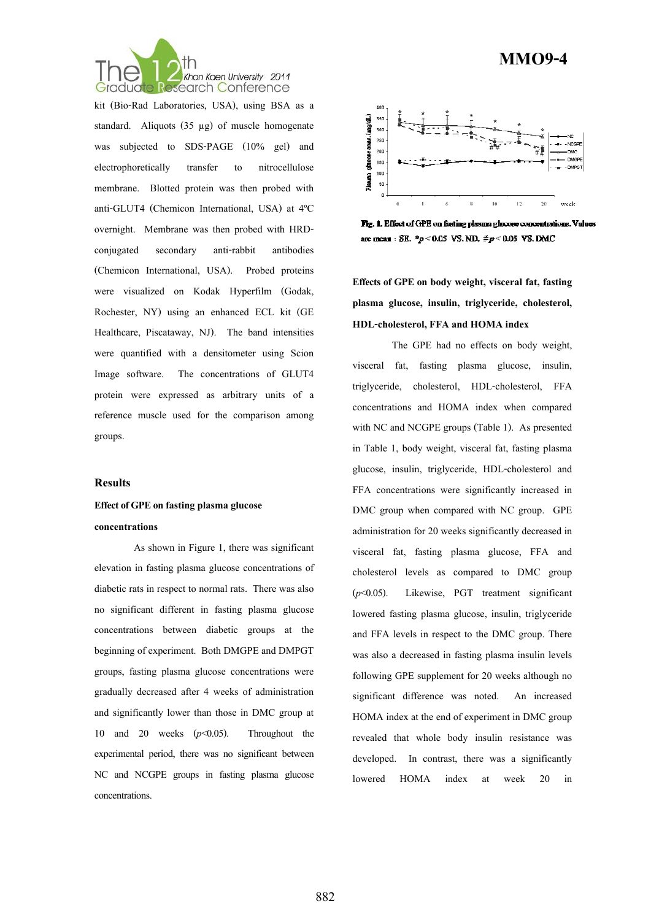kit (Bio-Rad Laboratories, USA), using BSA as a standard. Aliquots (35 µg) of muscle homogenate was subjected to SDS-PAGE (10% gel) and electrophoretically transfer to nitrocellulose membrane. Blotted protein was then probed with anti-GLUT4 (Chemicon International, USA) at 4ºC overnight. Membrane was then probed with HRD-conjugated secondary anti-rabbit antibodies (Chemicon International, USA). Probed proteins were visualized on Kodak Hyperfilm (Godak, Rochester, NY) using an enhanced ECL kit (GE Healthcare, Piscataway, NJ). The band intensities were quantified with a densitometer using Scion Image software. The concentrations of GLUT4 protein were expressed as arbitrary units of a reference muscle used for the comparison among groups.

## Results

### Effect of GPE on fasting plasma glucose concentrations

As shown in Figure 1, there was significant elevation in fasting plasma glucose concentrations of diabetic rats in respect to normal rats. There was also no significant different in fasting plasma glucose concentrations between diabetic groups at the beginning of experiment. Both DMGPE and DMPGT groups, fasting plasma glucose concentrations were gradually decreased after 4 weeks of administration and significantly lower than those in DMC group at 10 and 20 weeks ($p$<0.05). Throughout the experimental period, there was no significant between NC and NCGPE groups in fasting plasma glucose concentrations.

**Fig. 1. Effect of GPE on fasting plasma glucose concentrations. Values are mean ± SE. \*$p$ < 0.05 VS. ND, #$p$ < 0.05 VS. DMC**

### Effects of GPE on body weight, visceral fat, fasting plasma glucose, insulin, triglyceride, cholesterol, HDL-cholesterol, FFA and HOMA index

The GPE had no effects on body weight, visceral fat, fasting plasma glucose, insulin, triglyceride, cholesterol, HDL-cholesterol, FFA concentrations and HOMA index when compared with NC and NCGPE groups (Table 1). As presented in Table 1, body weight, visceral fat, fasting plasma glucose, insulin, triglyceride, HDL-cholesterol and FFA concentrations were significantly increased in DMC group when compared with NC group. GPE administration for 20 weeks significantly decreased in visceral fat, fasting plasma glucose, FFA and cholesterol levels as compared to DMC group ($p$<0.05). Likewise, PGT treatment significant lowered fasting plasma glucose, insulin, triglyceride and FFA levels in respect to the DMC group. There was also a decreased in fasting plasma insulin levels following GPE supplement for 20 weeks although no significant difference was noted. An increased HOMA index at the end of experiment in DMC group revealed that whole body insulin resistance was developed. In contrast, there was a significantly lowered HOMA index at week 20 in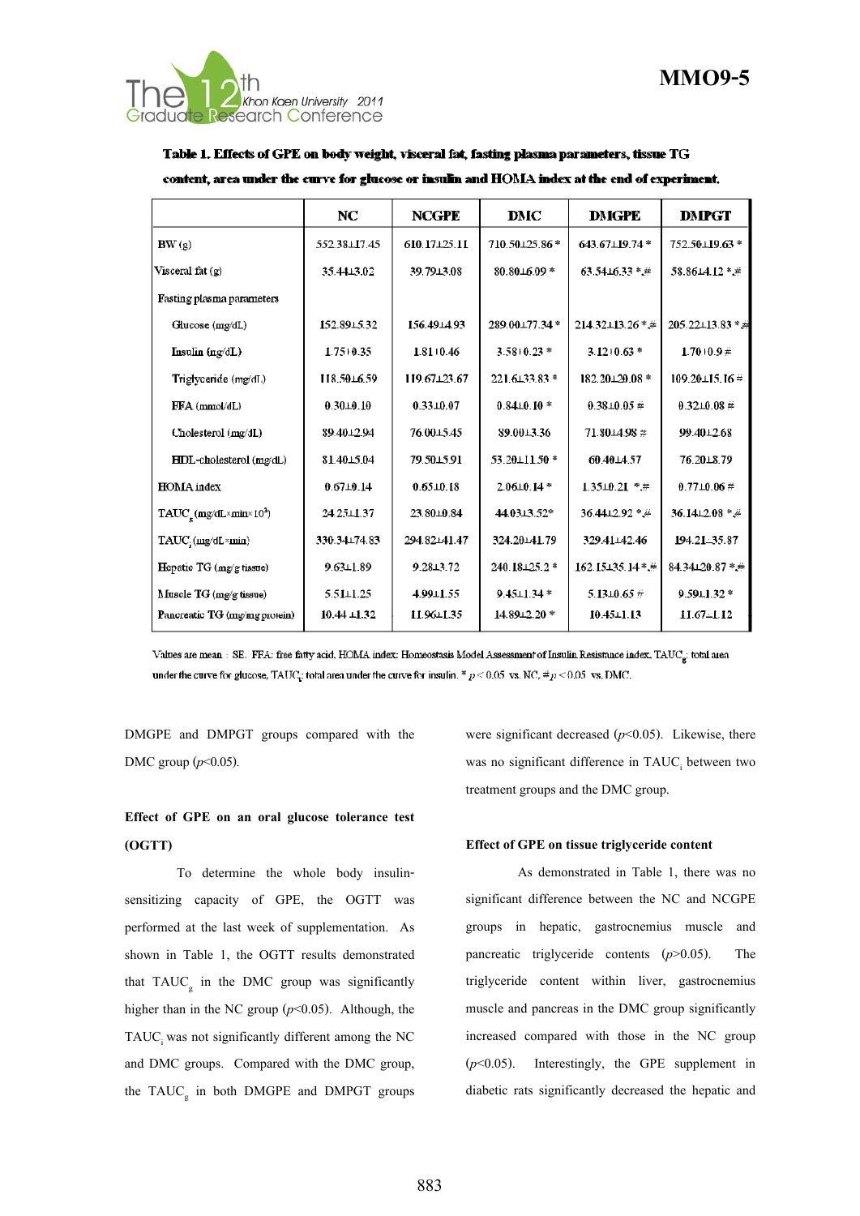**Table 1. Effects of GPE on body weight, visceral fat, fasting plasma parameters, tissue TG content, area under the curve for glucose or insulin and HOMA index at the end of experiment.**

| | NC | NCGPE | DMC | DMGPE | DMPGT |
|---|---|---|---|---|---|
| BW (g) | 552.38±17.45 | 610.17±25.11 | 710.50±25.86 * | 643.67±19.74 * | 752.50±19.63 * |
| Visceral fat (g) | 35.44±3.02 | 39.79±3.08 | 80.80±6.09 * | 63.54±6.33 *,# | 58.86±4.12 *,# |
| Fasting plasma parameters | | | | | |
| Glucose (mg/dL) | 152.89±5.32 | 156.49±4.93 | 289.00±77.34 * | 214.32±13.26 *,# | 205.22±13.83 *,# |
| Insulin (ng/dL) | 1.75±0.35 | 1.81±0.46 | 3.58±0.23 * | 3.12±0.63 * | 1.70±0.9 # |
| Triglyceride (mg/dL) | 118.50±6.59 | 119.67±23.67 | 221.6±33.83 * | 182.20±20.08 * | 109.20±15.16 # |
| FFA (mmol/dL) | 0.30±0.10 | 0.33±0.07 | 0.84±0.10 * | 0.38±0.05 # | 0.32±0.08 # |
| Cholesterol (mg/dL) | 89.40±2.94 | 76.00±5.45 | 89.00±3.36 | 71.80±4.98 # | 99.40±2.68 |
| HDL-cholesterol (mg/dL) | 81.40±5.04 | 79.50±5.91 | 53.20±11.50 * | 60.40±4.57 | 76.20±8.79 |
| HOMA index | 0.67±0.14 | 0.65±0.18 | 2.06±0.14 * | 1.35±0.21 *,# | 0.77±0.06 # |
| $TAUC_g$ (mg/dL×min×$10^3$) | 24.25±1.37 | 23.80±0.84 | 44.03±3.52* | 36.44±2.92 *,# | 36.14±2.08 *,# |
| $TAUC_i$ (ng/dL×min) | 330.34±74.83 | 294.82±41.47 | 324.20±41.79 | 329.41±42.46 | 194.21±35.87 |
| Hepatic TG (mg/g tissue) | 9.63±1.89 | 9.28±3.72 | 240.18±25.2 * | 162.15±35.14 *,# | 84.34±20.87 *,# |
| Muscle TG (mg/g tissue) | 5.51±1.25 | 4.99±1.55 | 9.45±1.34 * | 5.13±0.65 # | 9.59±1.32 * |
| Pancreatic TG (mg/mg protein) | 10.44 ±1.32 | 11.96±1.35 | 14.89±2.20 * | 10.45±1.13 | 11.67±1.12 |

Values are mean ± SE. FFA: free fatty acid, HOMA index: Homeostasis Model Assessment of Insulin Resistance index, $TAUC_g$: total area under the curve for glucose, $TAUC_i$: total area under the curve for insulin. * $p < 0.05$ vs. NC, # $p < 0.05$ vs. DMC.

DMGPE and DMPGT groups compared with the DMC group ($p$<0.05).

**Effect of GPE on an oral glucose tolerance test (OGTT)**

To determine the whole body insulin-sensitizing capacity of GPE, the OGTT was performed at the last week of supplementation. As shown in Table 1, the OGTT results demonstrated that $TAUC_g$ in the DMC group was significantly higher than in the NC group ($p$<0.05). Although, the $TAUC_i$ was not significantly different among the NC and DMC groups. Compared with the DMC group, the $TAUC_g$ in both DMGPE and DMPGT groups were significant decreased ($p$<0.05). Likewise, there was no significant difference in $TAUC_i$ between two treatment groups and the DMC group.

**Effect of GPE on tissue triglyceride content**

As demonstrated in Table 1, there was no significant difference between the NC and NCGPE groups in hepatic, gastrocnemius muscle and pancreatic triglyceride contents ($p$>0.05). The triglyceride content within liver, gastrocnemius muscle and pancreas in the DMC group significantly increased compared with those in the NC group ($p$<0.05). Interestingly, the GPE supplement in diabetic rats significantly decreased the hepatic and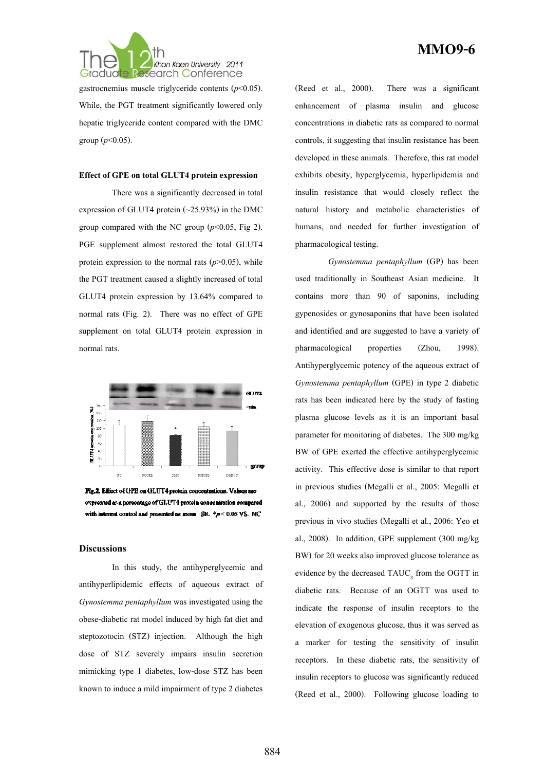gastrocnemius muscle triglyceride contents ($p<0.05$). While, the PGT treatment significantly lowered only hepatic triglyceride content compared with the DMC group ($p<0.05$).

**Effect of GPE on total GLUT4 protein expression**

There was a significantly decreased in total expression of GLUT4 protein (~25.93%) in the DMC group compared with the NC group ($p<0.05$, Fig 2). PGE supplement almost restored the total GLUT4 protein expression to the normal rats ($p>0.05$), while the PGT treatment caused a slightly increased of total GLUT4 protein expression by 13.64% compared to normal rats (Fig. 2). There was no effect of GPE supplement on total GLUT4 protein expression in normal rats.

**Fig.2.** Effect of GPE on GLUT4 protein concentrations. Values are expressed as a percentage of GLUT4 protein concentration compared with internal control and presented as mean ± SE. *$p < 0.05$ VS. NC

## Discussions

In this study, the antihyperglycemic and antihyperlipidemic effects of aqueous extract of *Gynostemma pentaphyllum* was investigated using the obese-diabetic rat model induced by high fat diet and steptozotocin (STZ) injection. Although the high dose of STZ severely impairs insulin secretion mimicking type 1 diabetes, low-dose STZ has been known to induce a mild impairment of type 2 diabetes (Reed et al., 2000). There was a significant enhancement of plasma insulin and glucose concentrations in diabetic rats as compared to normal controls, it suggesting that insulin resistance has been developed in these animals. Therefore, this rat model exhibits obesity, hyperglycemia, hyperlipidemia and insulin resistance that would closely reflect the natural history and metabolic characteristics of humans, and needed for further investigation of pharmacological testing.

*Gynostemma pentaphyllum* (GP) has been used traditionally in Southeast Asian medicine. It contains more than 90 of saponins, including gypenosides or gynosaponins that have been isolated and identified and are suggested to have a variety of pharmacological properties (Zhou, 1998). Antihyperglycemic potency of the aqueous extract of *Gynostemma pentaphyllum* (GPE) in type 2 diabetic rats has been indicated here by the study of fasting plasma glucose levels as it is an important basal parameter for monitoring of diabetes. The 300 mg/kg BW of GPE exerted the effective antihyperglycemic activity. This effective dose is similar to that report in previous studies (Megalli et al., 2005: Megalli et al., 2006) and supported by the results of those previous in vivo studies (Megalli et al., 2006: Yeo et al., 2008). In addition, GPE supplement (300 mg/kg BW) for 20 weeks also improved glucose tolerance as evidence by the decreased $TAUC_g$ from the OGTT in diabetic rats. Because of an OGTT was used to indicate the response of insulin receptors to the elevation of exogenous glucose, thus it was served as a marker for testing the sensitivity of insulin receptors. In these diabetic rats, the sensitivity of insulin receptors to glucose was significantly reduced (Reed et al., 2000). Following glucose loading to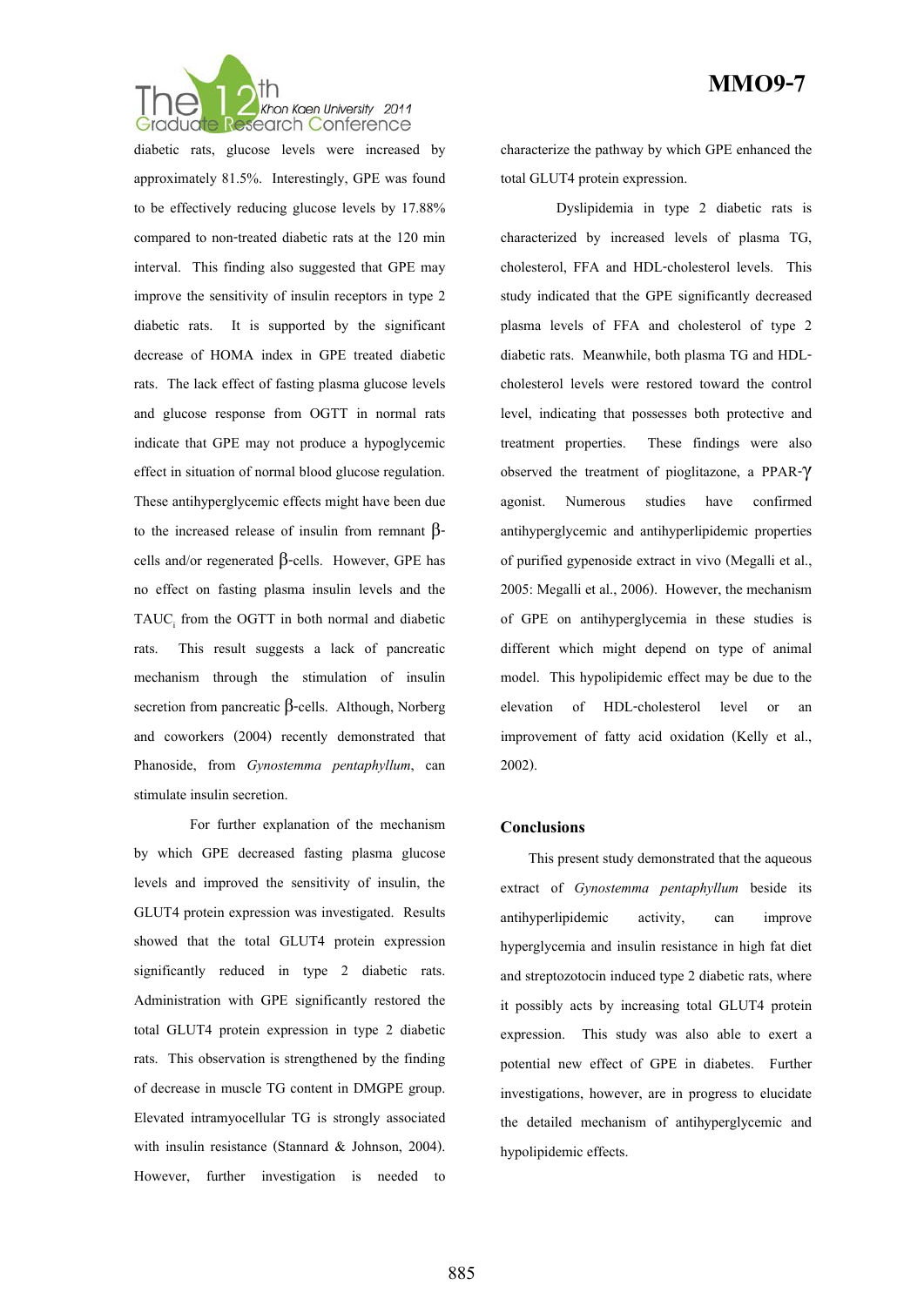diabetic rats, glucose levels were increased by approximately 81.5%. Interestingly, GPE was found to be effectively reducing glucose levels by 17.88% compared to non-treated diabetic rats at the 120 min interval. This finding also suggested that GPE may improve the sensitivity of insulin receptors in type 2 diabetic rats. It is supported by the significant decrease of HOMA index in GPE treated diabetic rats. The lack effect of fasting plasma glucose levels and glucose response from OGTT in normal rats indicate that GPE may not produce a hypoglycemic effect in situation of normal blood glucose regulation. These antihyperglycemic effects might have been due to the increased release of insulin from remnant β-cells and/or regenerated β-cells. However, GPE has no effect on fasting plasma insulin levels and the $TAUC_i$ from the OGTT in both normal and diabetic rats. This result suggests a lack of pancreatic mechanism through the stimulation of insulin secretion from pancreatic β-cells. Although, Norberg and coworkers (2004) recently demonstrated that Phanoside, from *Gynostemma pentaphyllum*, can stimulate insulin secretion.

For further explanation of the mechanism by which GPE decreased fasting plasma glucose levels and improved the sensitivity of insulin, the GLUT4 protein expression was investigated. Results showed that the total GLUT4 protein expression significantly reduced in type 2 diabetic rats. Administration with GPE significantly restored the total GLUT4 protein expression in type 2 diabetic rats. This observation is strengthened by the finding of decrease in muscle TG content in DMGPE group. Elevated intramyocellular TG is strongly associated with insulin resistance (Stannard & Johnson, 2004). However, further investigation is needed to characterize the pathway by which GPE enhanced the total GLUT4 protein expression.

Dyslipidemia in type 2 diabetic rats is characterized by increased levels of plasma TG, cholesterol, FFA and HDL-cholesterol levels. This study indicated that the GPE significantly decreased plasma levels of FFA and cholesterol of type 2 diabetic rats. Meanwhile, both plasma TG and HDL-cholesterol levels were restored toward the control level, indicating that possesses both protective and treatment properties. These findings were also observed the treatment of pioglitazone, a PPAR-γ agonist. Numerous studies have confirmed antihyperglycemic and antihyperlipidemic properties of purified gypenoside extract in vivo (Megalli et al., 2005: Megalli et al., 2006). However, the mechanism of GPE on antihyperglycemia in these studies is different which might depend on type of animal model. This hypolipidemic effect may be due to the elevation of HDL-cholesterol level or an improvement of fatty acid oxidation (Kelly et al., 2002).

## Conclusions

This present study demonstrated that the aqueous extract of *Gynostemma pentaphyllum* beside its antihyperlipidemic activity, can improve hyperglycemia and insulin resistance in high fat diet and streptozotocin induced type 2 diabetic rats, where it possibly acts by increasing total GLUT4 protein expression. This study was also able to exert a potential new effect of GPE in diabetes. Further investigations, however, are in progress to elucidate the detailed mechanism of antihyperglycemic and hypolipidemic effects.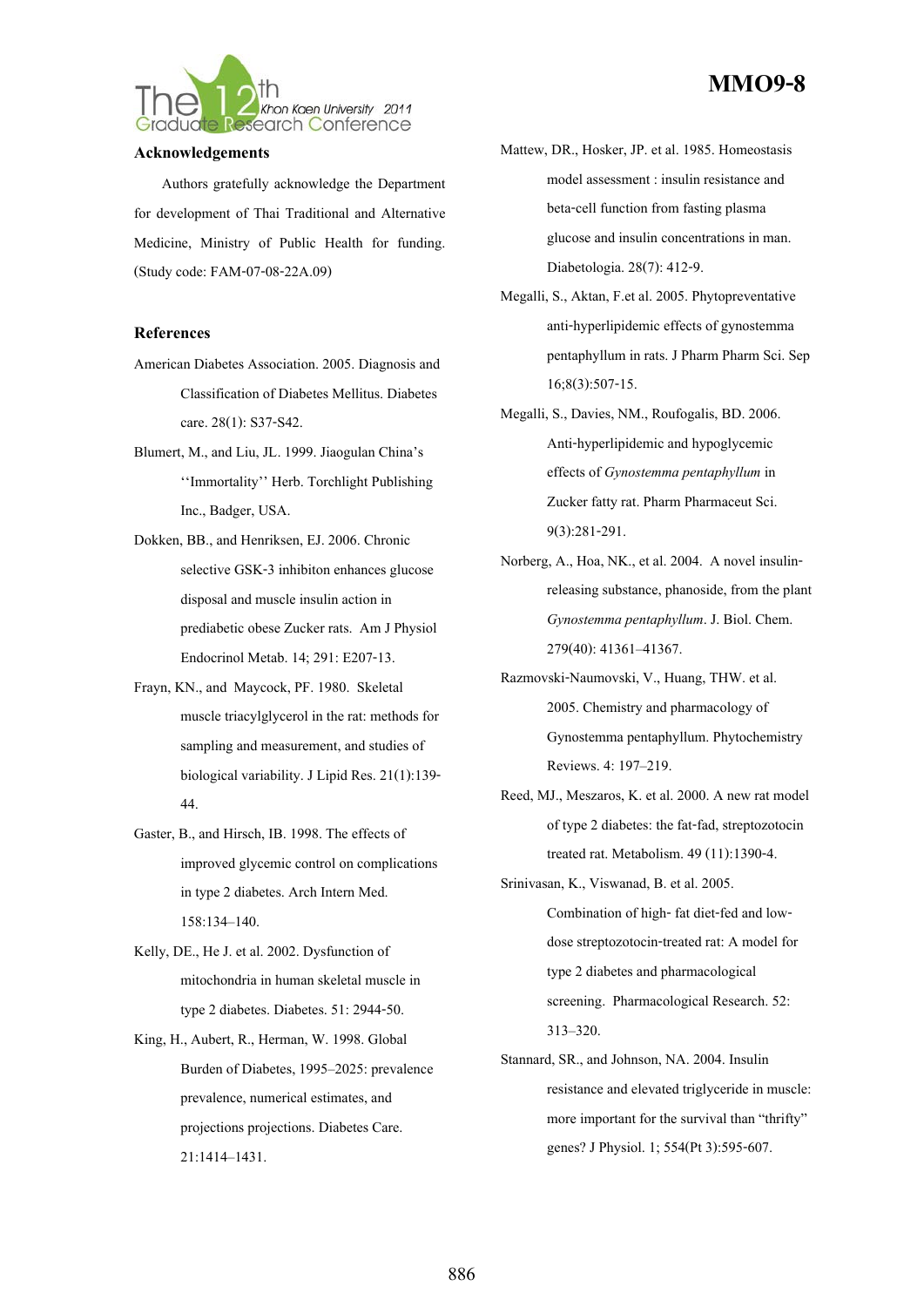### Acknowledgements

Authors gratefully acknowledge the Department for development of Thai Traditional and Alternative Medicine, Ministry of Public Health for funding. (Study code: FAM-07-08-22A.09)

### References

American Diabetes Association. 2005. Diagnosis and Classification of Diabetes Mellitus. Diabetes care. 28(1): S37-S42.

Blumert, M., and Liu, JL. 1999. Jiaogulan China's ''Immortality'' Herb. Torchlight Publishing Inc., Badger, USA.

Dokken, BB., and Henriksen, EJ. 2006. Chronic selective GSK-3 inhibiton enhances glucose disposal and muscle insulin action in prediabetic obese Zucker rats. Am J Physiol Endocrinol Metab. 14; 291: E207-13.

Frayn, KN., and Maycock, PF. 1980. Skeletal muscle triacylglycerol in the rat: methods for sampling and measurement, and studies of biological variability. J Lipid Res. 21(1):139-44.

Gaster, B., and Hirsch, IB. 1998. The effects of improved glycemic control on complications in type 2 diabetes. Arch Intern Med. 158:134–140.

Kelly, DE., He J. et al. 2002. Dysfunction of mitochondria in human skeletal muscle in type 2 diabetes. Diabetes. 51: 2944-50.

King, H., Aubert, R., Herman, W. 1998. Global Burden of Diabetes, 1995–2025: prevalence prevalence, numerical estimates, and projections projections. Diabetes Care. 21:1414–1431.

Mattew, DR., Hosker, JP. et al. 1985. Homeostasis model assessment : insulin resistance and beta-cell function from fasting plasma glucose and insulin concentrations in man. Diabetologia. 28(7): 412-9.

Megalli, S., Aktan, F.et al. 2005. Phytopreventative anti-hyperlipidemic effects of gynostemma pentaphyllum in rats. J Pharm Pharm Sci. Sep 16;8(3):507-15.

Megalli, S., Davies, NM., Roufogalis, BD. 2006. Anti-hyperlipidemic and hypoglycemic effects of *Gynostemma pentaphyllum* in Zucker fatty rat. Pharm Pharmaceut Sci. 9(3):281-291.

Norberg, A., Hoa, NK., et al. 2004. A novel insulin-releasing substance, phanoside, from the plant *Gynostemma pentaphyllum*. J. Biol. Chem. 279(40): 41361–41367.

Razmovski-Naumovski, V., Huang, THW. et al. 2005. Chemistry and pharmacology of Gynostemma pentaphyllum. Phytochemistry Reviews. 4: 197–219.

Reed, MJ., Meszaros, K. et al. 2000. A new rat model of type 2 diabetes: the fat-fad, streptozotocin treated rat. Metabolism. 49 (11):1390-4.

Srinivasan, K., Viswanad, B. et al. 2005. Combination of high- fat diet-fed and low-dose streptozotocin-treated rat: A model for type 2 diabetes and pharmacological screening. Pharmacological Research. 52: 313–320.

Stannard, SR., and Johnson, NA. 2004. Insulin resistance and elevated triglyceride in muscle: more important for the survival than "thrifty" genes? J Physiol. 1; 554(Pt 3):595-607.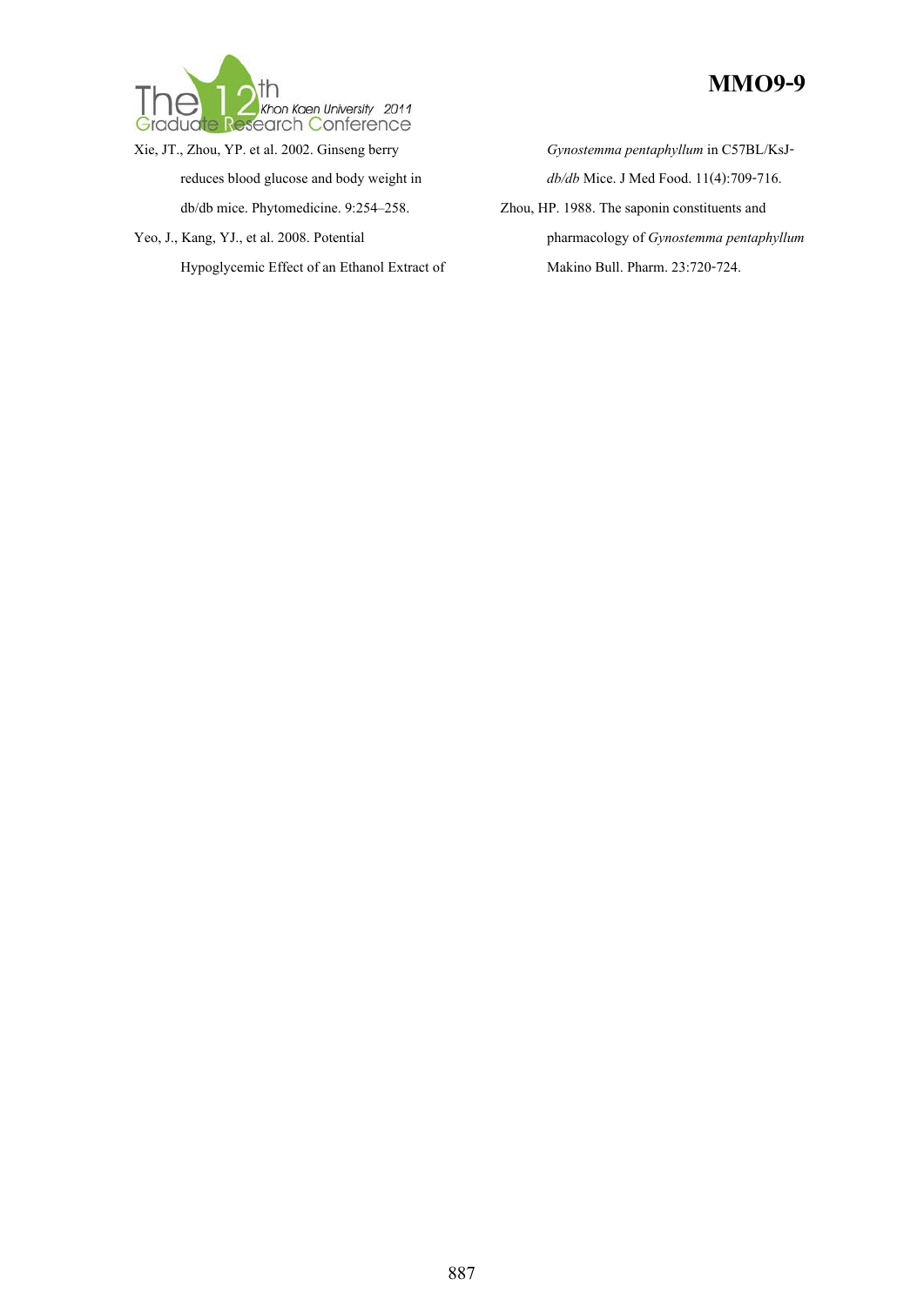Xie, JT., Zhou, YP. et al. 2002. Ginseng berry reduces blood glucose and body weight in db/db mice. Phytomedicine. 9:254–258.

Yeo, J., Kang, YJ., et al. 2008. Potential Hypoglycemic Effect of an Ethanol Extract of *Gynostemma pentaphyllum* in C57BL/KsJ-*db/db* Mice. J Med Food. 11(4):709-716.

Zhou, HP. 1988. The saponin constituents and pharmacology of *Gynostemma pentaphyllum* Makino Bull. Pharm. 23:720-724.